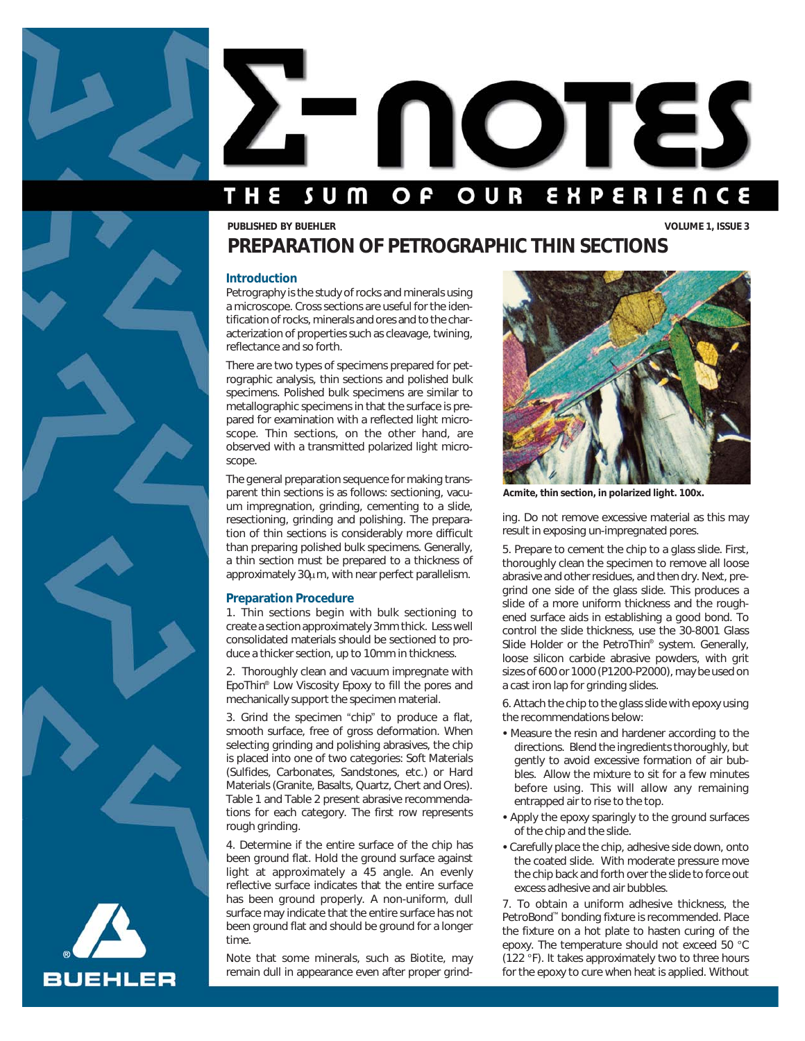# Σ-NOTES

## THE SUM OF OUR EXPERIENCE

**PUBLISHED BY BUEHLER**

# PREPARATION OF PETROGRAPHIC THIN SECTIONS

### Introduction

Petrography is the study of rocks and minerals using a microscope. Cross sections are useful for the identification of rocks, minerals and ores and to the characterization of properties such as cleavage, twining, reflectance and so forth.

There are two types of specimens prepared for petrographic analysis, thin sections and polished bulk specimens. Polished bulk specimens are similar to metallographic specimens in that the surface is prepared for examination with a reflected light microscope. Thin sections, on the other hand, are observed with a transmitted polarized light microscope.

The general preparation sequence for making transparent thin sections is as follows: sectioning, vacuum impregnation, grinding, cementing to a slide, resectioning, grinding and polishing. The preparation of thin sections is considerably more difficult than preparing polished bulk specimens. Generally, a thin section must be prepared to a thickness of approximately 30µm, with near perfect parallelism.

### Preparation Procedure

1. Thin sections begin with bulk sectioning to create a section approximately 3mm thick. Less well consolidated materials should be sectioned to produce a thicker section, up to 10mm in thickness.

2. Thoroughly clean and vacuum impregnate with EpoThin® Low Viscosity Epoxy to fill the pores and mechanically support the specimen material.

3. Grind the specimen "chip" to produce a flat, smooth surface, free of gross deformation. When selecting grinding and polishing abrasives, the chip is placed into one of two categories: Soft Materials (Sulfides, Carbonates, Sandstones, etc.) or Hard Materials (Granite, Basalts, Quartz, Chert and Ores). Table 1 and Table 2 present abrasive recommendations for each category. The first row represents rough grinding.

4. Determine if the entire surface of the chip has been ground flat. Hold the ground surface against light at approximately a 45 angle. An evenly reflective surface indicates that the entire surface has been ground properly. A non-uniform, dull surface may indicate that the entire surface has not been ground flat and should be ground for a longer time.

Note that some minerals, such as Biotite, may remain dull in appearance even after proper grinding. Do not remove excessive material as this may result in exposing un-impregnated pores.

Acmite, thin section, in polarized light. 100x.

5. Prepare to cement the chip to a glass slide. First, thoroughly clean the specimen to remove all loose abrasive and other residues, and then dry. Next, pregrind one side of the glass slide. This produces a slide of a more uniform thickness and the roughened surface aids in establishing a good bond. To control the slide thickness, use the 30-8001 Glass Slide Holder or the PetroThin® system. Generally, loose silicon carbide abrasive powders, with grit sizes of 600 or 1000 (P1200-P2000), may be used on a cast iron lap for grinding slides.

6. Attach the chip to the glass slide with epoxy using the recommendations below:

- Measure the resin and hardener according to the directions. Blend the ingredients thoroughly, but gently to avoid excessive formation of air bubbles. Allow the mixture to sit for a few minutes before using. This will allow any remaining entrapped air to rise to the top.
- Apply the epoxy sparingly to the ground surfaces of the chip and the slide.
- Carefully place the chip, adhesive side down, onto the coated slide. With moderate pressure move the chip back and forth over the slide to force out excess adhesive and air bubbles.

7. To obtain a uniform adhesive thickness, the PetroBond™ bonding fixture is recommended. Place the fixture on a hot plate to hasten curing of the epoxy. The temperature should not exceed 50 °C (122 °F). It takes approximately two to three hours for the epoxy to cure when heat is applied. Without

BUEHLER®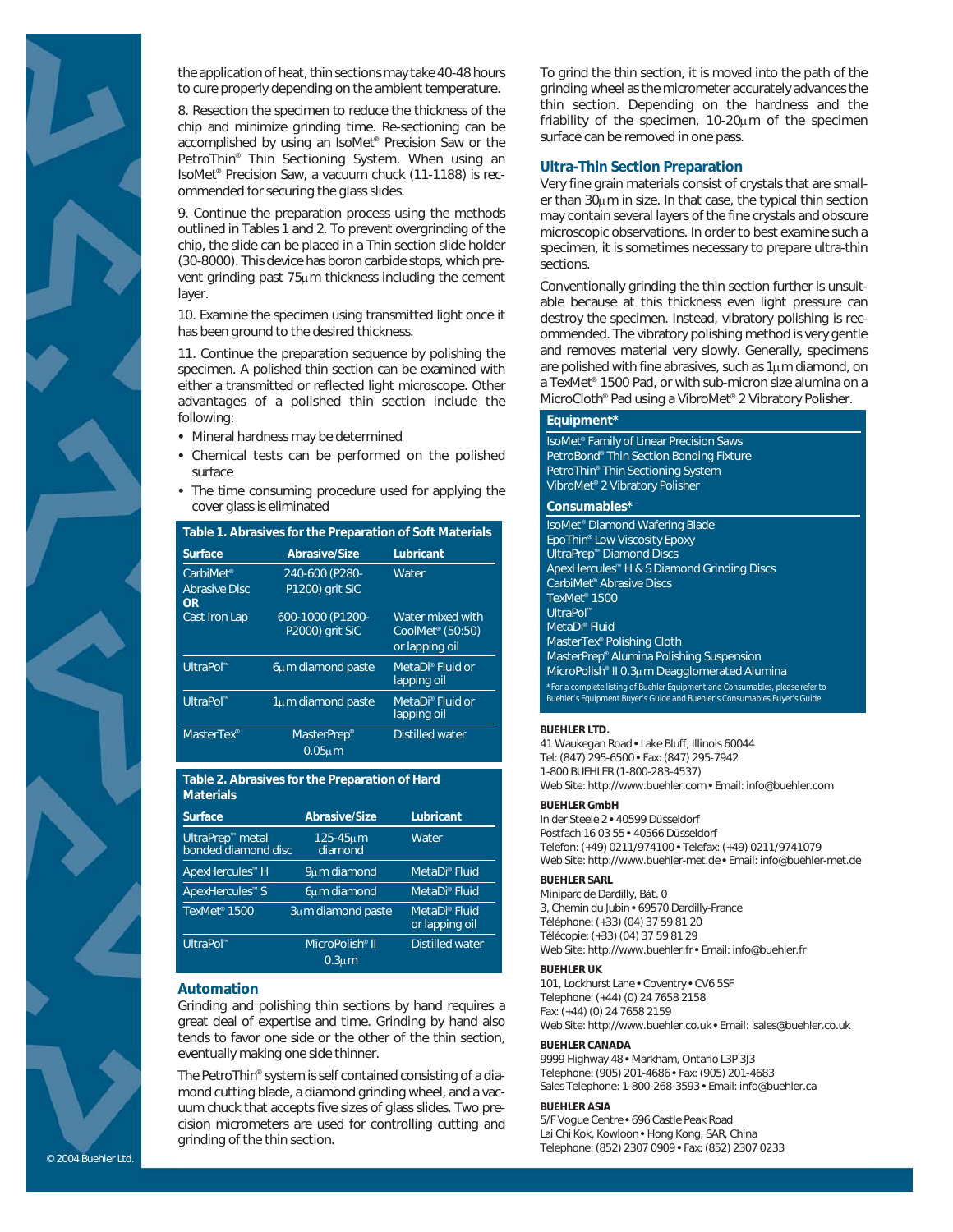the application of heat, thin sections may take 40-48 hours to cure properly depending on the ambient temperature.

8. Resection the specimen to reduce the thickness of the chip and minimize grinding time. Re-sectioning can be accomplished by using an IsoMet® Precision Saw or the PetroThin® Thin Sectioning System. When using an IsoMet® Precision Saw, a vacuum chuck (11-1188) is recommended for securing the glass slides.

9. Continue the preparation process using the methods outlined in Tables 1 and 2. To prevent overgrinding of the chip, the slide can be placed in a Thin section slide holder (30-8000). This device has boron carbide stops, which prevent grinding past 75µm thickness including the cement layer.

10. Examine the specimen using transmitted light once it has been ground to the desired thickness.

11. Continue the preparation sequence by polishing the specimen. A polished thin section can be examined with either a transmitted or reflected light microscope. Other advantages of a polished thin section include the following:

- Mineral hardness may be determined
- Chemical tests can be performed on the polished surface
- The time consuming procedure used for applying the cover glass is eliminated

**Table 1. Abrasives for the Preparation of Soft Materials**

| Surface | Abrasive/Size | Lubricant |
|---|---|---|
| CarbiMet® Abrasive Disc **OR** | 240-600 (P280-P1200) grit SiC | Water |
| Cast Iron Lap | 600-1000 (P1200-P2000) grit SiC | Water mixed with CoolMet® (50:50) or lapping oil |
| UltraPol™ | 6µm diamond paste | MetaDi® Fluid or lapping oil |
| UltraPol™ | 1µm diamond paste | MetaDi® Fluid or lapping oil |
| MasterTex® | MasterPrep® 0.05µm | Distilled water |

**Table 2. Abrasives for the Preparation of Hard Materials**

| Surface | Abrasive/Size | Lubricant |
|---|---|---|
| UltraPrep™ metal bonded diamond disc | 125-45µm diamond | Water |
| ApexHercules™ H | 9µm diamond | MetaDi® Fluid |
| ApexHercules™ S | 6µm diamond | MetaDi® Fluid |
| TexMet® 1500 | 3µm diamond paste | MetaDi® Fluid or lapping oil |
| UltraPol™ | MicroPolish® II 0.3µm | Distilled water |

## Automation

Grinding and polishing thin sections by hand requires a great deal of expertise and time. Grinding by hand also tends to favor one side or the other of the thin section, eventually making one side thinner.

The PetroThin® system is self contained consisting of a diamond cutting blade, a diamond grinding wheel, and a vacuum chuck that accepts five sizes of glass slides. Two precision micrometers are used for controlling cutting and grinding of the thin section.

To grind the thin section, it is moved into the path of the grinding wheel as the micrometer accurately advances the thin section. Depending on the hardness and the friability of the specimen, 10-20µm of the specimen surface can be removed in one pass.

## Ultra-Thin Section Preparation

Very fine grain materials consist of crystals that are smaller than 30µm in size. In that case, the typical thin section may contain several layers of the fine crystals and obscure microscopic observations. In order to best examine such a specimen, it is sometimes necessary to prepare ultra-thin sections.

Conventionally grinding the thin section further is unsuitable because at this thickness even light pressure can destroy the specimen. Instead, vibratory polishing is recommended. The vibratory polishing method is very gentle and removes material very slowly. Generally, specimens are polished with fine abrasives, such as 1µm diamond, on a TexMet® 1500 Pad, or with sub-micron size alumina on a MicroCloth® Pad using a VibroMet® 2 Vibratory Polisher.

**Equipment***

IsoMet® Family of Linear Precision Saws
PetroBond® Thin Section Bonding Fixture
PetroThin® Thin Sectioning System
VibroMet® 2 Vibratory Polisher

**Consumables***

IsoMet® Diamond Wafering Blade
EpoThin® Low Viscosity Epoxy
UltraPrep™ Diamond Discs
ApexHercules™ H & S Diamond Grinding Discs
CarbiMet® Abrasive Discs
TexMet® 1500
UltraPol™
MetaDi® Fluid
MasterTex® Polishing Cloth
MasterPrep® Alumina Polishing Suspension
MicroPolish® II 0.3µm Deagglomerated Alumina

*For a complete listing of Buehler Equipment and Consumables, please refer to Buehler's Equipment Buyer's Guide and Buehler's Consumables Buyer's Guide

**BUEHLER LTD.**
41 Waukegan Road • Lake Bluff, Illinois 60044
Tel: (847) 295-6500 • Fax: (847) 295-7942
1-800 BUEHLER (1-800-283-4537)
Web Site: http://www.buehler.com • Email: info@buehler.com

**BUEHLER GmbH**
In der Steele 2 • 40599 Düsseldorf
Postfach 16 03 55 • 40566 Düsseldorf
Telefon: (+49) 0211/974100 • Telefax: (+49) 0211/9741079
Web Site: http://www.buehler-met.de • Email: info@buehler-met.de

**BUEHLER SARL**
Miniparc de Dardilly, Bât. 0
3, Chemin du Jubin • 69570 Dardilly-France
Téléphone: (+33) (04) 37 59 81 20
Télécopie: (+33) (04) 37 59 81 29
Web Site: http://www.buehler.fr • Email: info@buehler.fr

**BUEHLER UK**
101, Lockhurst Lane • Coventry • CV6 5SF
Telephone: (+44) (0) 24 7658 2158
Fax: (+44) (0) 24 7658 2159
Web Site: http://www.buehler.co.uk • Email: sales@buehler.co.uk

**BUEHLER CANADA**
9999 Highway 48 • Markham, Ontario L3P 3J3
Telephone: (905) 201-4686 • Fax: (905) 201-4683
Sales Telephone: 1-800-268-3593 • Email: info@buehler.ca

**BUEHLER ASIA**
5/F Vogue Centre • 696 Castle Peak Road
Lai Chi Kok, Kowloon • Hong Kong, SAR, China
Telephone: (852) 2307 0909 • Fax: (852) 2307 0233

© 2004 Buehler Ltd.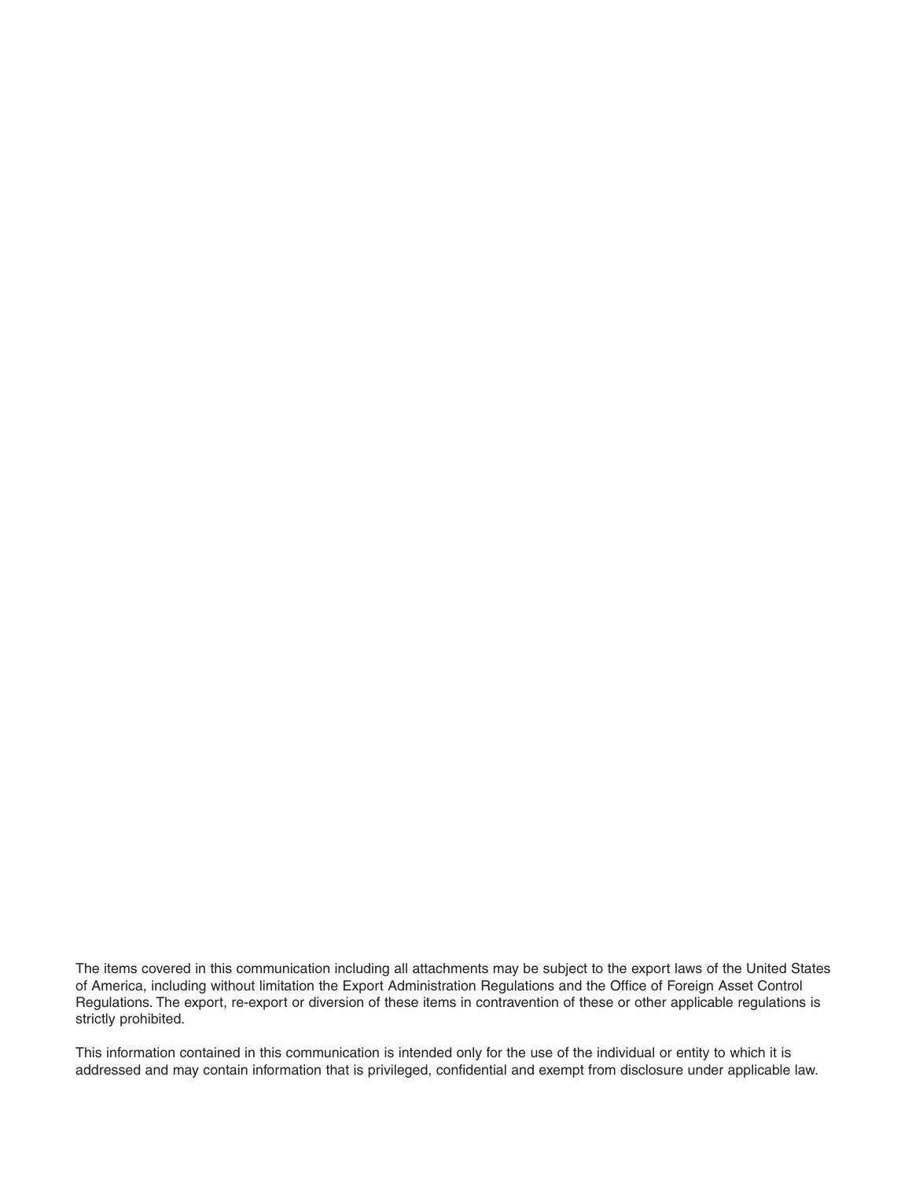The items covered in this communication including all attachments may be subject to the export laws of the United States of America, including without limitation the Export Administration Regulations and the Office of Foreign Asset Control Regulations. The export, re-export or diversion of these items in contravention of these or other applicable regulations is strictly prohibited.

This information contained in this communication is intended only for the use of the individual or entity to which it is addressed and may contain information that is privileged, confidential and exempt from disclosure under applicable law.